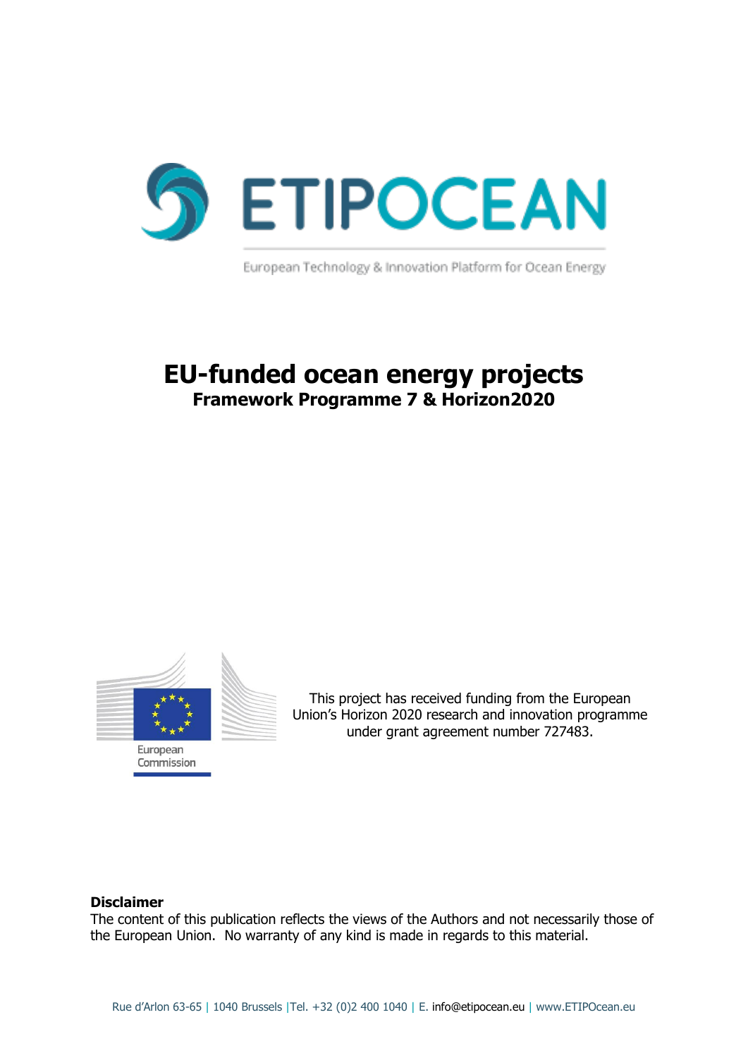ETIPOCEAN

European Technology & Innovation Platform for Ocean Energy

# EU-funded ocean energy projects

## Framework Programme 7 & Horizon2020

European Commission

This project has received funding from the European Union's Horizon 2020 research and innovation programme under grant agreement number 727483.

**Disclaimer**

The content of this publication reflects the views of the Authors and not necessarily those of the European Union. No warranty of any kind is made in regards to this material.

Rue d'Arlon 63-65 | 1040 Brussels |Tel. +32 (0)2 400 1040 | E. info@etipocean.eu | www.ETIPOcean.eu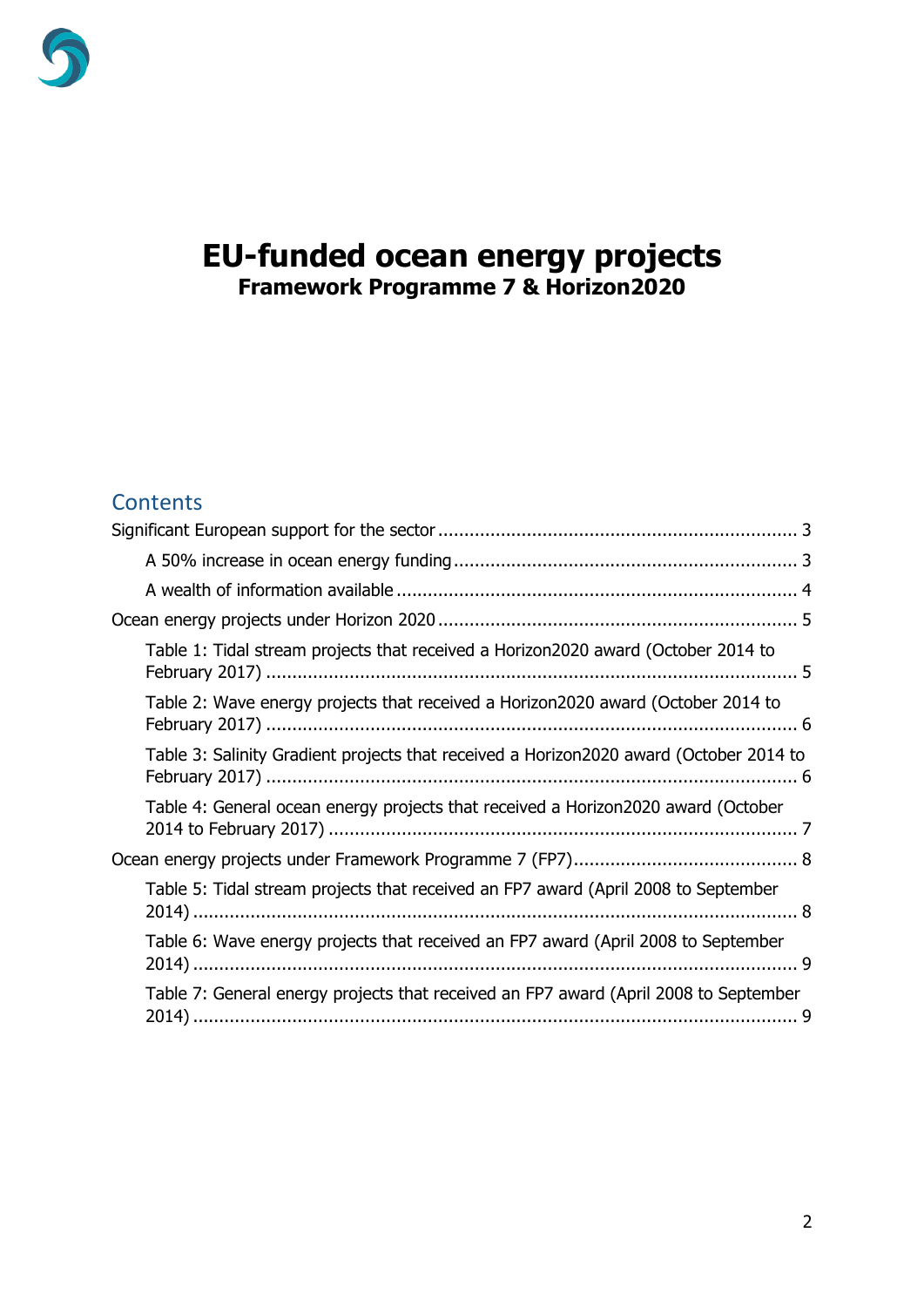# EU-funded ocean energy projects

**Framework Programme 7 & Horizon2020**

## Contents

- Significant European support for the sector ... 3
  - A 50% increase in ocean energy funding ... 3
  - A wealth of information available ... 4
- Ocean energy projects under Horizon 2020 ... 5
  - Table 1: Tidal stream projects that received a Horizon2020 award (October 2014 to February 2017) ... 5
  - Table 2: Wave energy projects that received a Horizon2020 award (October 2014 to February 2017) ... 6
  - Table 3: Salinity Gradient projects that received a Horizon2020 award (October 2014 to February 2017) ... 6
  - Table 4: General ocean energy projects that received a Horizon2020 award (October 2014 to February 2017) ... 7
- Ocean energy projects under Framework Programme 7 (FP7) ... 8
  - Table 5: Tidal stream projects that received an FP7 award (April 2008 to September 2014) ... 8
  - Table 6: Wave energy projects that received an FP7 award (April 2008 to September 2014) ... 9
  - Table 7: General energy projects that received an FP7 award (April 2008 to September 2014) ... 9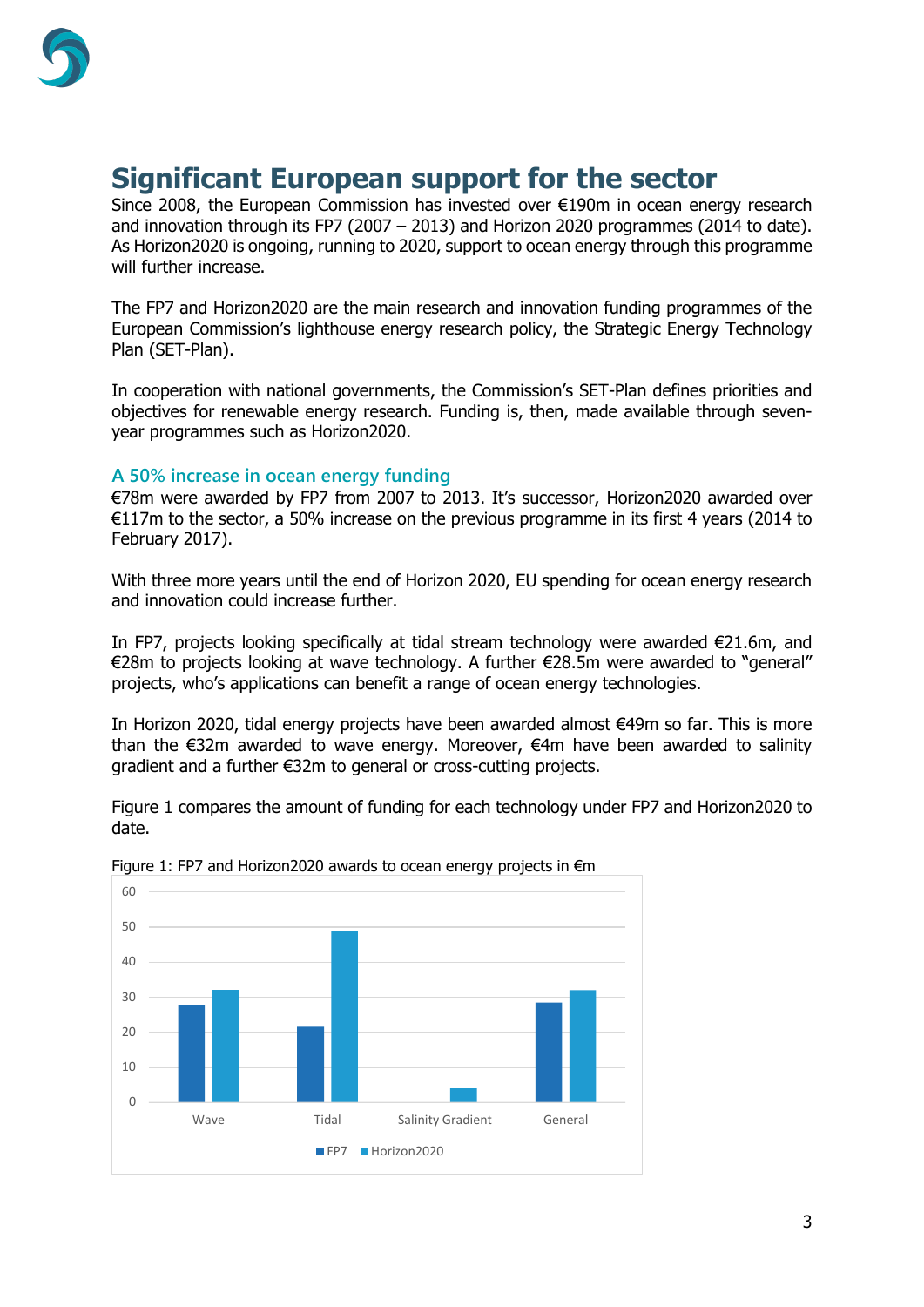# Significant European support for the sector

Since 2008, the European Commission has invested over €190m in ocean energy research and innovation through its FP7 (2007 – 2013) and Horizon 2020 programmes (2014 to date). As Horizon2020 is ongoing, running to 2020, support to ocean energy through this programme will further increase.

The FP7 and Horizon2020 are the main research and innovation funding programmes of the European Commission's lighthouse energy research policy, the Strategic Energy Technology Plan (SET-Plan).

In cooperation with national governments, the Commission's SET-Plan defines priorities and objectives for renewable energy research. Funding is, then, made available through seven-year programmes such as Horizon2020.

## A 50% increase in ocean energy funding

€78m were awarded by FP7 from 2007 to 2013. It's successor, Horizon2020 awarded over €117m to the sector, a 50% increase on the previous programme in its first 4 years (2014 to February 2017).

With three more years until the end of Horizon 2020, EU spending for ocean energy research and innovation could increase further.

In FP7, projects looking specifically at tidal stream technology were awarded €21.6m, and €28m to projects looking at wave technology. A further €28.5m were awarded to "general" projects, who's applications can benefit a range of ocean energy technologies.

In Horizon 2020, tidal energy projects have been awarded almost €49m so far. This is more than the €32m awarded to wave energy. Moreover, €4m have been awarded to salinity gradient and a further €32m to general or cross-cutting projects.

Figure 1 compares the amount of funding for each technology under FP7 and Horizon2020 to date.

Figure 1: FP7 and Horizon2020 awards to ocean energy projects in €m

| | FP7 | Horizon2020 |
|---|---|---|
| Wave | 28 | 32 |
| Tidal | 21.6 | 49 |
| Salinity Gradient | | 4 |
| General | 28.5 | 32 |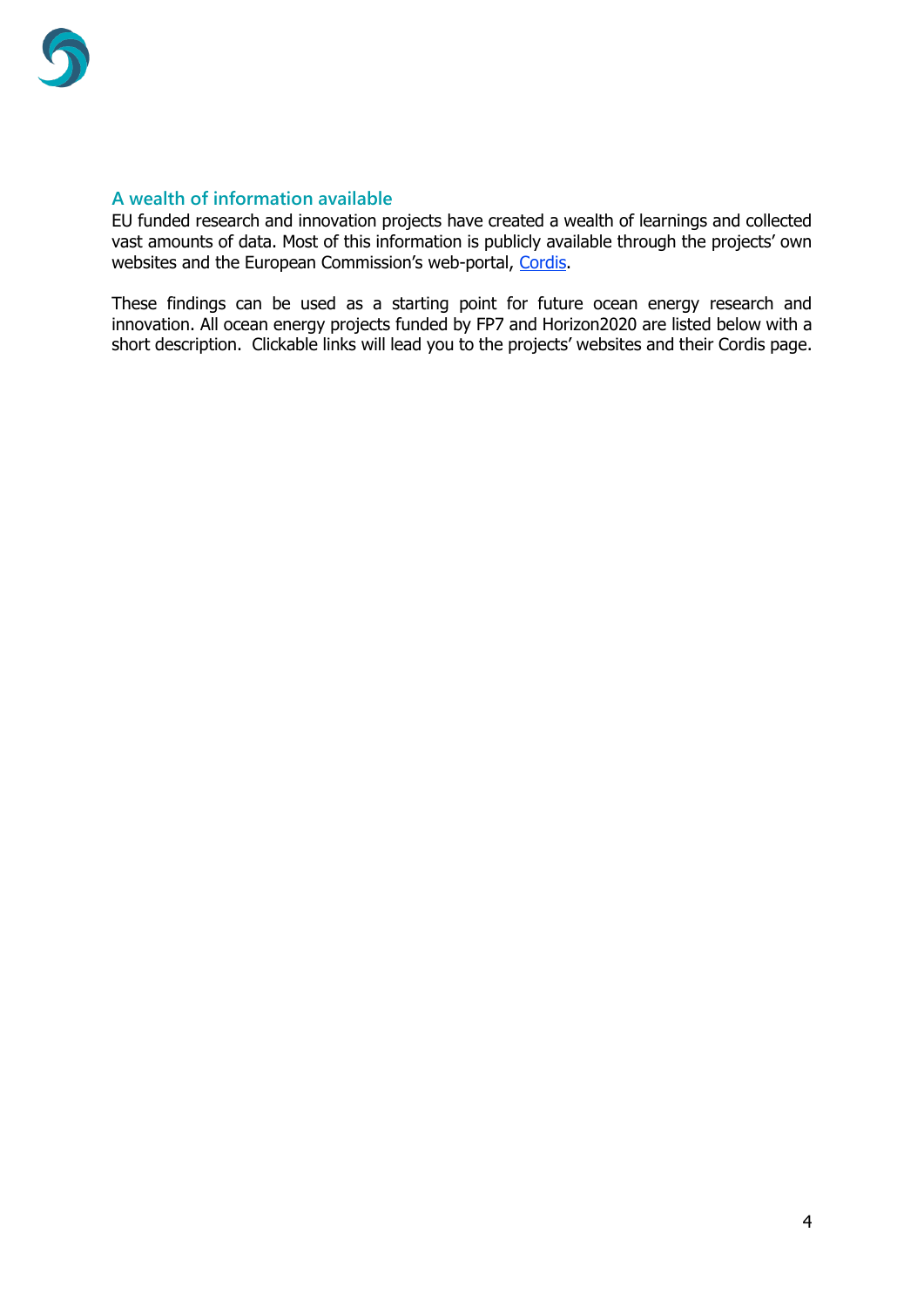## A wealth of information available

EU funded research and innovation projects have created a wealth of learnings and collected vast amounts of data. Most of this information is publicly available through the projects' own websites and the European Commission's web-portal, Cordis.

These findings can be used as a starting point for future ocean energy research and innovation. All ocean energy projects funded by FP7 and Horizon2020 are listed below with a short description. Clickable links will lead you to the projects' websites and their Cordis page.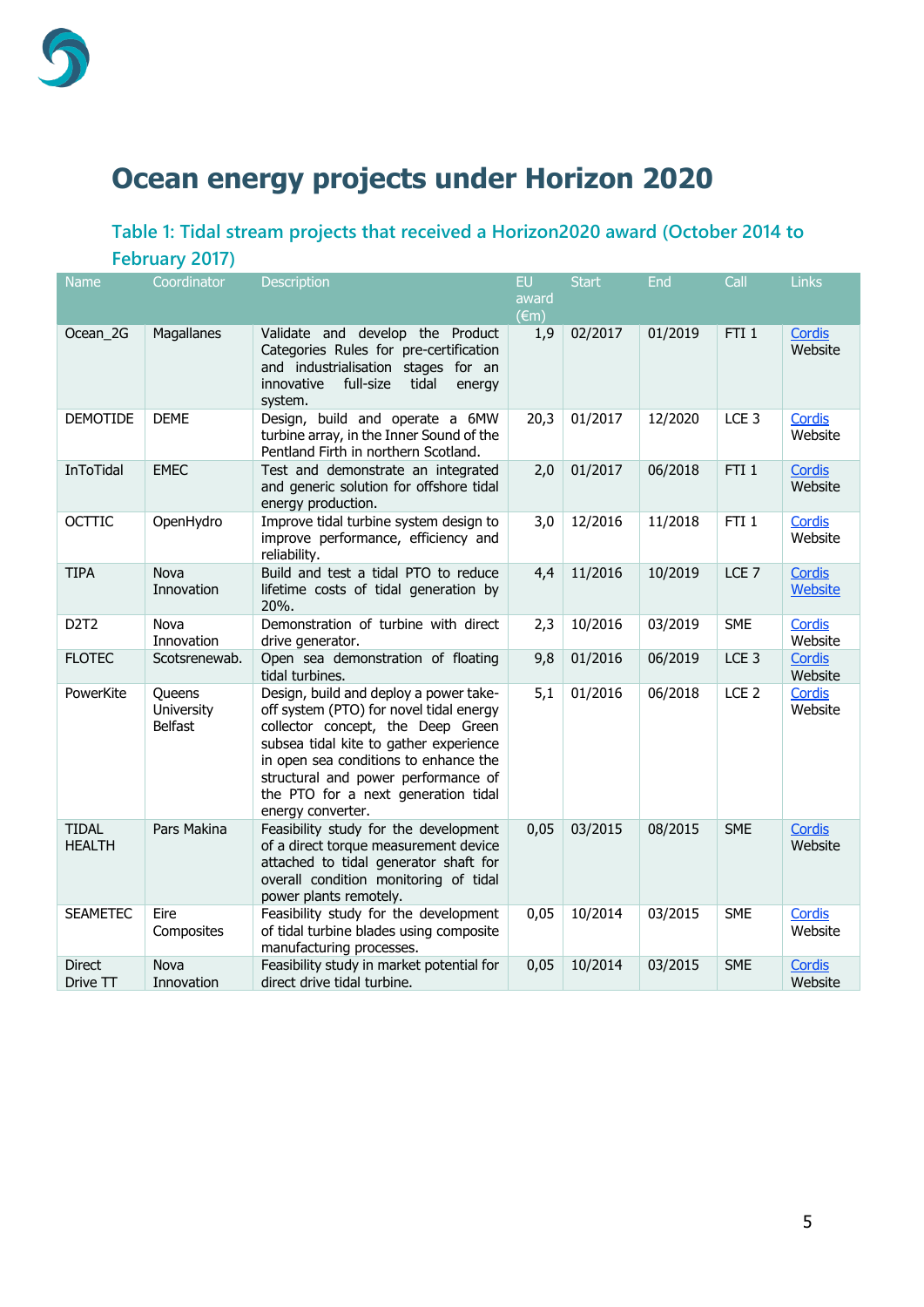# Ocean energy projects under Horizon 2020

## Table 1: Tidal stream projects that received a Horizon2020 award (October 2014 to February 2017)

| Name | Coordinator | Description | EU award (€m) | Start | End | Call | Links |
|---|---|---|---|---|---|---|---|
| Ocean_2G | Magallanes | Validate and develop the Product Categories Rules for pre-certification and industrialisation stages for an innovative full-size tidal energy system. | 1,9 | 02/2017 | 01/2019 | FTI 1 | Cordis Website |
| DEMOTIDE | DEME | Design, build and operate a 6MW turbine array, in the Inner Sound of the Pentland Firth in northern Scotland. | 20,3 | 01/2017 | 12/2020 | LCE 3 | Cordis Website |
| InToTidal | EMEC | Test and demonstrate an integrated and generic solution for offshore tidal energy production. | 2,0 | 01/2017 | 06/2018 | FTI 1 | Cordis Website |
| OCTTIC | OpenHydro | Improve tidal turbine system design to improve performance, efficiency and reliability. | 3,0 | 12/2016 | 11/2018 | FTI 1 | Cordis Website |
| TIPA | Nova Innovation | Build and test a tidal PTO to reduce lifetime costs of tidal generation by 20%. | 4,4 | 11/2016 | 10/2019 | LCE 7 | Cordis Website |
| D2T2 | Nova Innovation | Demonstration of turbine with direct drive generator. | 2,3 | 10/2016 | 03/2019 | SME | Cordis Website |
| FLOTEC | Scotsrenewab. | Open sea demonstration of floating tidal turbines. | 9,8 | 01/2016 | 06/2019 | LCE 3 | Cordis Website |
| PowerKite | Queens University Belfast | Design, build and deploy a power take-off system (PTO) for novel tidal energy collector concept, the Deep Green subsea tidal kite to gather experience in open sea conditions to enhance the structural and power performance of the PTO for a next generation tidal energy converter. | 5,1 | 01/2016 | 06/2018 | LCE 2 | Cordis Website |
| TIDAL HEALTH | Pars Makina | Feasibility study for the development of a direct torque measurement device attached to tidal generator shaft for overall condition monitoring of tidal power plants remotely. | 0,05 | 03/2015 | 08/2015 | SME | Cordis Website |
| SEAMETEC | Eire Composites | Feasibility study for the development of tidal turbine blades using composite manufacturing processes. | 0,05 | 10/2014 | 03/2015 | SME | Cordis Website |
| Direct Drive TT | Nova Innovation | Feasibility study in market potential for direct drive tidal turbine. | 0,05 | 10/2014 | 03/2015 | SME | Cordis Website |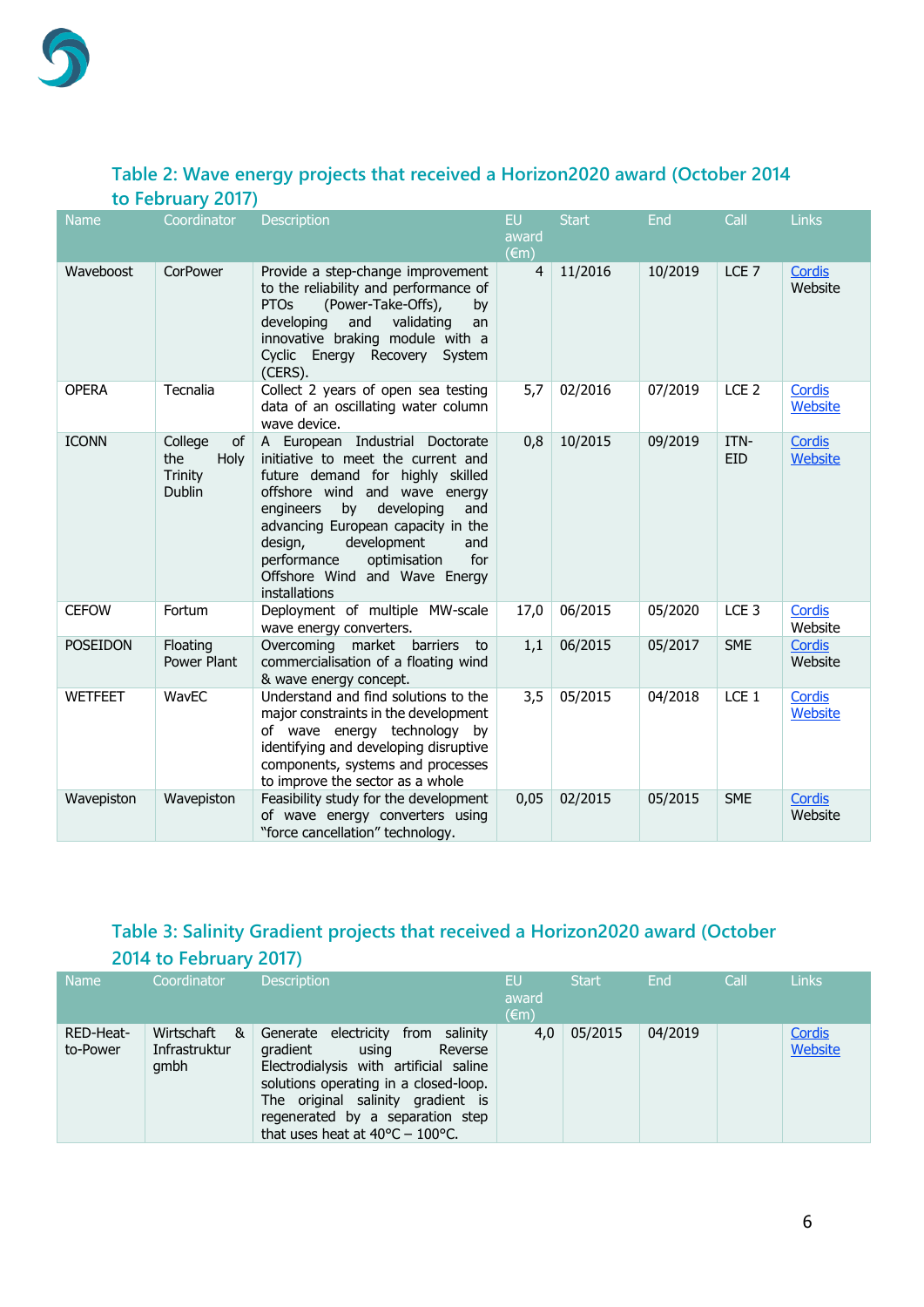### Table 2: Wave energy projects that received a Horizon2020 award (October 2014 to February 2017)

| Name | Coordinator | Description | EU award (€m) | Start | End | Call | Links |
|---|---|---|---|---|---|---|---|
| Waveboost | CorPower | Provide a step-change improvement to the reliability and performance of PTOs (Power-Take-Offs), by developing and validating an innovative braking module with a Cyclic Energy Recovery System (CERS). | 4 | 11/2016 | 10/2019 | LCE 7 | Cordis Website |
| OPERA | Tecnalia | Collect 2 years of open sea testing data of an oscillating water column wave device. | 5,7 | 02/2016 | 07/2019 | LCE 2 | Cordis Website |
| ICONN | College of the Holy Trinity Dublin | A European Industrial Doctorate initiative to meet the current and future demand for highly skilled offshore wind and wave energy engineers by developing and advancing European capacity in the design, development and performance optimisation for Offshore Wind and Wave Energy installations | 0,8 | 10/2015 | 09/2019 | ITN-EID | Cordis Website |
| CEFOW | Fortum | Deployment of multiple MW-scale wave energy converters. | 17,0 | 06/2015 | 05/2020 | LCE 3 | Cordis Website |
| POSEIDON | Floating Power Plant | Overcoming market barriers to commercialisation of a floating wind & wave energy concept. | 1,1 | 06/2015 | 05/2017 | SME | Cordis Website |
| WETFEET | WavEC | Understand and find solutions to the major constraints in the development of wave energy technology by identifying and developing disruptive components, systems and processes to improve the sector as a whole | 3,5 | 05/2015 | 04/2018 | LCE 1 | Cordis Website |
| Wavepiston | Wavepiston | Feasibility study for the development of wave energy converters using "force cancellation" technology. | 0,05 | 02/2015 | 05/2015 | SME | Cordis Website |

### Table 3: Salinity Gradient projects that received a Horizon2020 award (October 2014 to February 2017)

| Name | Coordinator | Description | EU award (€m) | Start | End | Call | Links |
|---|---|---|---|---|---|---|---|
| RED-Heat-to-Power | Wirtschaft & Infrastruktur gmbh | Generate electricity from salinity gradient using Reverse Electrodialysis with artificial saline solutions operating in a closed-loop. The original salinity gradient is regenerated by a separation step that uses heat at 40°C – 100°C. | 4,0 | 05/2015 | 04/2019 | | Cordis Website |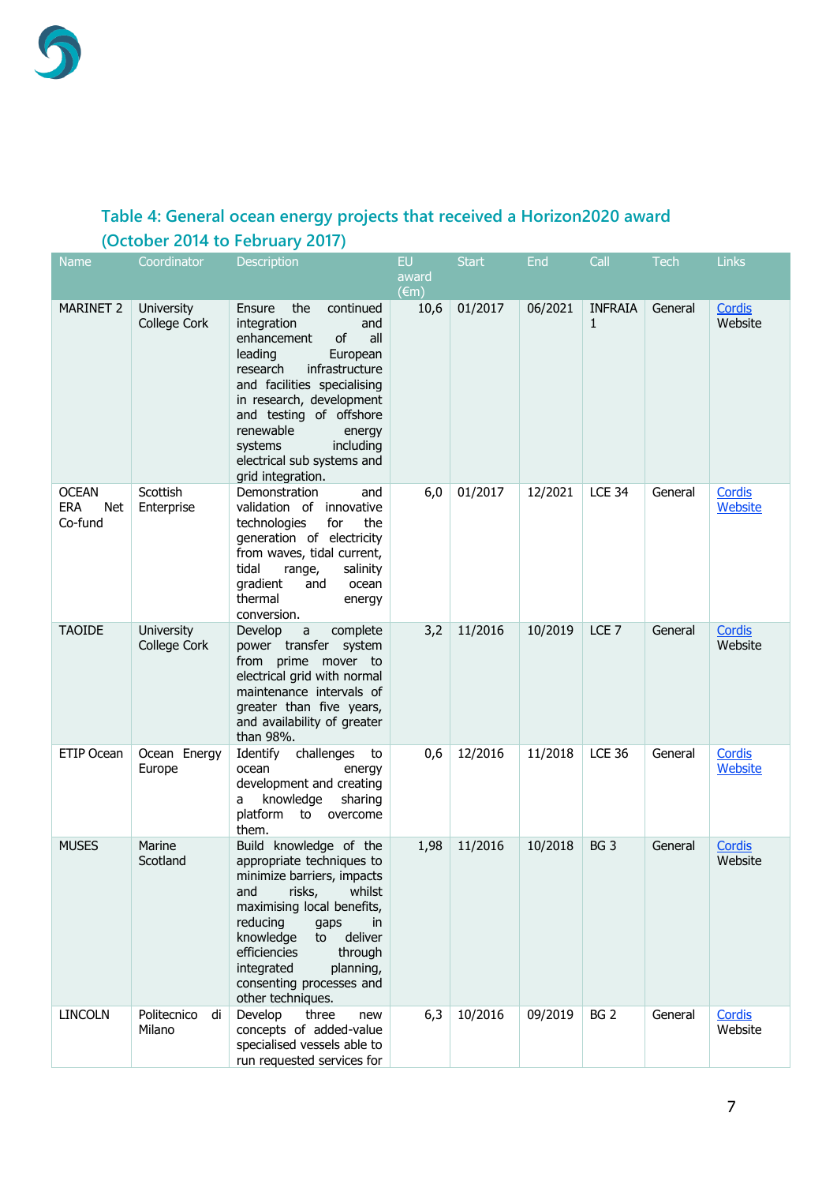### Table 4: General ocean energy projects that received a Horizon2020 award (October 2014 to February 2017)

| Name | Coordinator | Description | EU award (€m) | Start | End | Call | Tech | Links |
|---|---|---|---|---|---|---|---|---|
| MARINET 2 | University College Cork | Ensure the continued integration and enhancement of all leading European research infrastructure and facilities specialising in research, development and testing of offshore renewable energy systems including electrical sub systems and grid integration. | 10,6 | 01/2017 | 06/2021 | INFRAIA 1 | General | Cordis Website |
| OCEAN ERA Net Co-fund | Scottish Enterprise | Demonstration and validation of innovative technologies for the generation of electricity from waves, tidal current, tidal range, salinity gradient and ocean thermal energy conversion. | 6,0 | 01/2017 | 12/2021 | LCE 34 | General | Cordis Website |
| TAOIDE | University College Cork | Develop a complete power transfer system from prime mover to electrical grid with normal maintenance intervals of greater than five years, and availability of greater than 98%. | 3,2 | 11/2016 | 10/2019 | LCE 7 | General | Cordis Website |
| ETIP Ocean | Ocean Energy Europe | Identify challenges to ocean energy development and creating a knowledge sharing platform to overcome them. | 0,6 | 12/2016 | 11/2018 | LCE 36 | General | Cordis Website |
| MUSES | Marine Scotland | Build knowledge of the appropriate techniques to minimize barriers, impacts and risks, whilst maximising local benefits, reducing gaps in knowledge to deliver efficiencies through integrated planning, consenting processes and other techniques. | 1,98 | 11/2016 | 10/2018 | BG 3 | General | Cordis Website |
| LINCOLN | Politecnico di Milano | Develop three new concepts of added-value specialised vessels able to run requested services for | 6,3 | 10/2016 | 09/2019 | BG 2 | General | Cordis Website |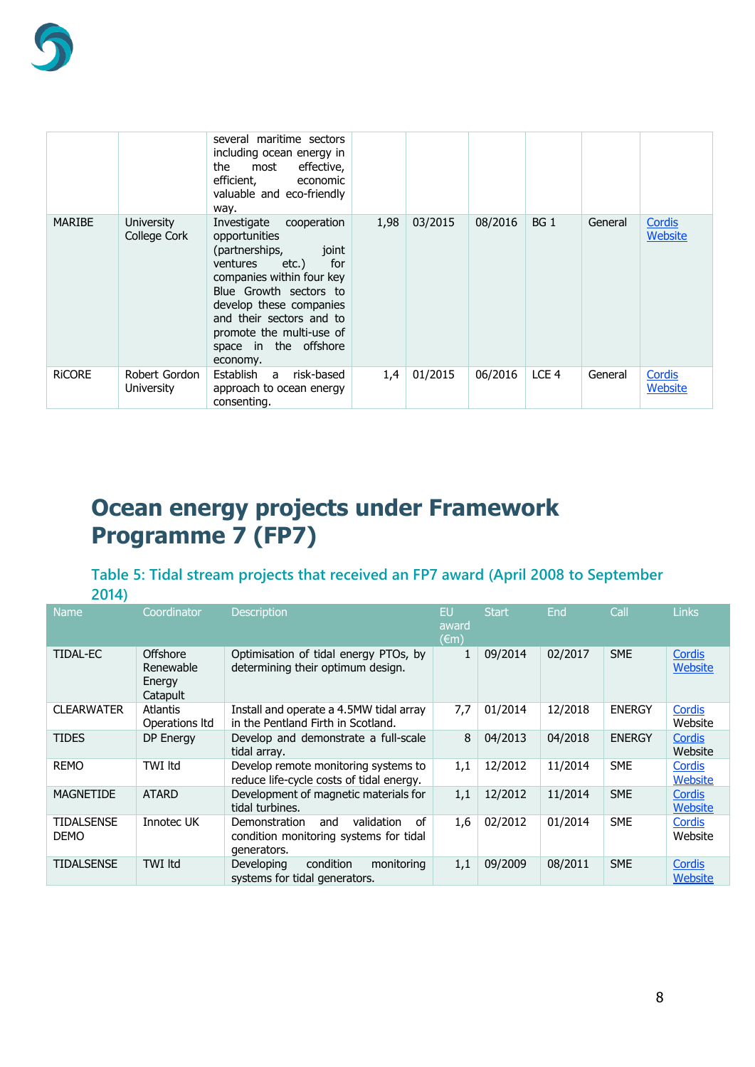| | | several maritime sectors including ocean energy in the most effective, efficient, economic valuable and eco-friendly way. | | | | | | |
|---|---|---|---|---|---|---|---|---|
| MARIBE | University College Cork | Investigate cooperation opportunities (partnerships, joint ventures etc.) for companies within four key Blue Growth sectors to develop these companies and their sectors and to promote the multi-use of space in the offshore economy. | 1,98 | 03/2015 | 08/2016 | BG 1 | General | Cordis Website |
| RiCORE | Robert Gordon University | Establish a risk-based approach to ocean energy consenting. | 1,4 | 01/2015 | 06/2016 | LCE 4 | General | Cordis Website |

# Ocean energy projects under Framework Programme 7 (FP7)

## Table 5: Tidal stream projects that received an FP7 award (April 2008 to September 2014)

| Name | Coordinator | Description | EU award (€m) | Start | End | Call | Links |
|---|---|---|---|---|---|---|---|
| TIDAL-EC | Offshore Renewable Energy Catapult | Optimisation of tidal energy PTOs, by determining their optimum design. | 1 | 09/2014 | 02/2017 | SME | Cordis Website |
| CLEARWATER | Atlantis Operations ltd | Install and operate a 4.5MW tidal array in the Pentland Firth in Scotland. | 7,7 | 01/2014 | 12/2018 | ENERGY | Cordis Website |
| TIDES | DP Energy | Develop and demonstrate a full-scale tidal array. | 8 | 04/2013 | 04/2018 | ENERGY | Cordis Website |
| REMO | TWI ltd | Develop remote monitoring systems to reduce life-cycle costs of tidal energy. | 1,1 | 12/2012 | 11/2014 | SME | Cordis Website |
| MAGNETIDE | ATARD | Development of magnetic materials for tidal turbines. | 1,1 | 12/2012 | 11/2014 | SME | Cordis Website |
| TIDALSENSE DEMO | Innotec UK | Demonstration and validation of condition monitoring systems for tidal generators. | 1,6 | 02/2012 | 01/2014 | SME | Cordis Website |
| TIDALSENSE | TWI ltd | Developing condition monitoring systems for tidal generators. | 1,1 | 09/2009 | 08/2011 | SME | Cordis Website |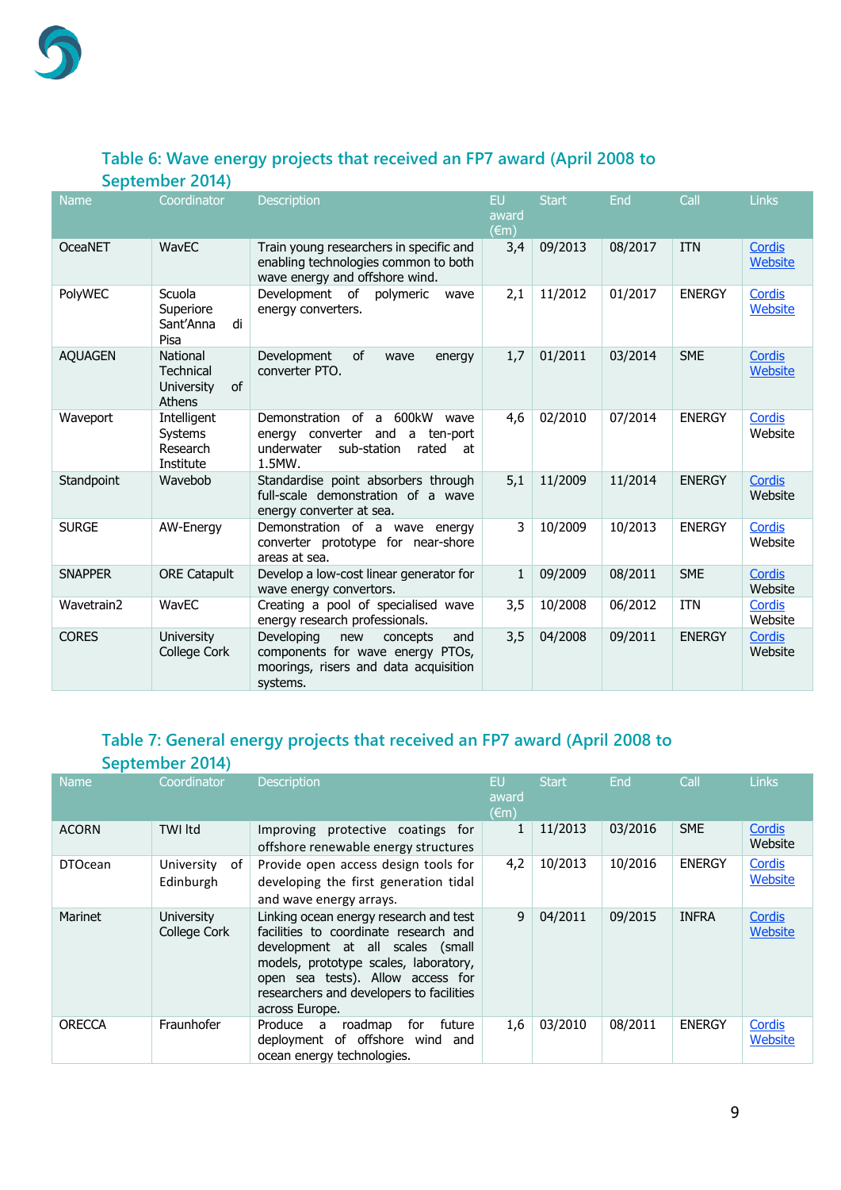### Table 6: Wave energy projects that received an FP7 award (April 2008 to September 2014)

| Name | Coordinator | Description | EU award (€m) | Start | End | Call | Links |
|---|---|---|---|---|---|---|---|
| OceaNET | WavEC | Train young researchers in specific and enabling technologies common to both wave energy and offshore wind. | 3,4 | 09/2013 | 08/2017 | ITN | Cordis Website |
| PolyWEC | Scuola Superiore Sant'Anna di Pisa | Development of polymeric wave energy converters. | 2,1 | 11/2012 | 01/2017 | ENERGY | Cordis Website |
| AQUAGEN | National Technical University of Athens | Development of wave energy converter PTO. | 1,7 | 01/2011 | 03/2014 | SME | Cordis Website |
| Waveport | Intelligent Systems Research Institute | Demonstration of a 600kW wave energy converter and a ten-port underwater sub-station rated at 1.5MW. | 4,6 | 02/2010 | 07/2014 | ENERGY | Cordis Website |
| Standpoint | Wavebob | Standardise point absorbers through full-scale demonstration of a wave energy converter at sea. | 5,1 | 11/2009 | 11/2014 | ENERGY | Cordis Website |
| SURGE | AW-Energy | Demonstration of a wave energy converter prototype for near-shore areas at sea. | 3 | 10/2009 | 10/2013 | ENERGY | Cordis Website |
| SNAPPER | ORE Catapult | Develop a low-cost linear generator for wave energy convertors. | 1 | 09/2009 | 08/2011 | SME | Cordis Website |
| Wavetrain2 | WavEC | Creating a pool of specialised wave energy research professionals. | 3,5 | 10/2008 | 06/2012 | ITN | Cordis Website |
| CORES | University College Cork | Developing new concepts and components for wave energy PTOs, moorings, risers and data acquisition systems. | 3,5 | 04/2008 | 09/2011 | ENERGY | Cordis Website |

### Table 7: General energy projects that received an FP7 award (April 2008 to September 2014)

| Name | Coordinator | Description | EU award (€m) | Start | End | Call | Links |
|---|---|---|---|---|---|---|---|
| ACORN | TWI ltd | Improving protective coatings for offshore renewable energy structures | 1 | 11/2013 | 03/2016 | SME | Cordis Website |
| DTOcean | University of Edinburgh | Provide open access design tools for developing the first generation tidal and wave energy arrays. | 4,2 | 10/2013 | 10/2016 | ENERGY | Cordis Website |
| Marinet | University College Cork | Linking ocean energy research and test facilities to coordinate research and development at all scales (small models, prototype scales, laboratory, open sea tests). Allow access for researchers and developers to facilities across Europe. | 9 | 04/2011 | 09/2015 | INFRA | Cordis Website |
| ORECCA | Fraunhofer | Produce a roadmap for future deployment of offshore wind and ocean energy technologies. | 1,6 | 03/2010 | 08/2011 | ENERGY | Cordis Website |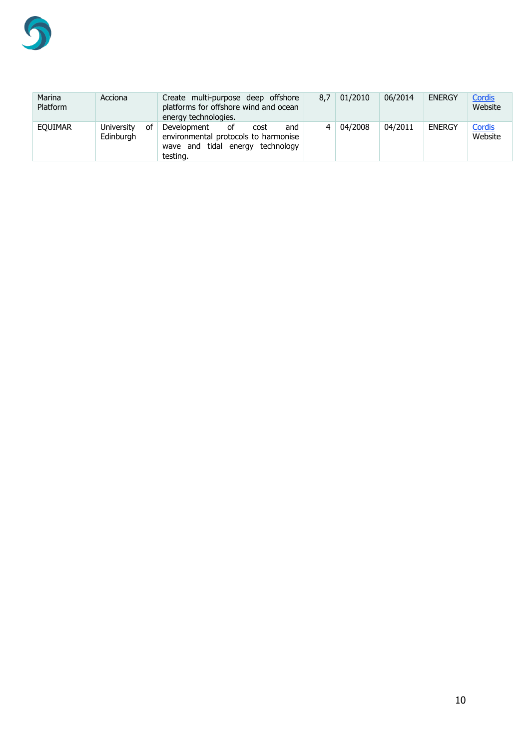| | | | | | | | |
|---|---|---|---|---|---|---|---|
| Marina Platform | Acciona | Create multi-purpose deep offshore platforms for offshore wind and ocean energy technologies. | 8,7 | 01/2010 | 06/2014 | ENERGY | Cordis Website |
| EQUIMAR | University of Edinburgh | Development of cost and environmental protocols to harmonise wave and tidal energy technology testing. | 4 | 04/2008 | 04/2011 | ENERGY | Cordis Website |